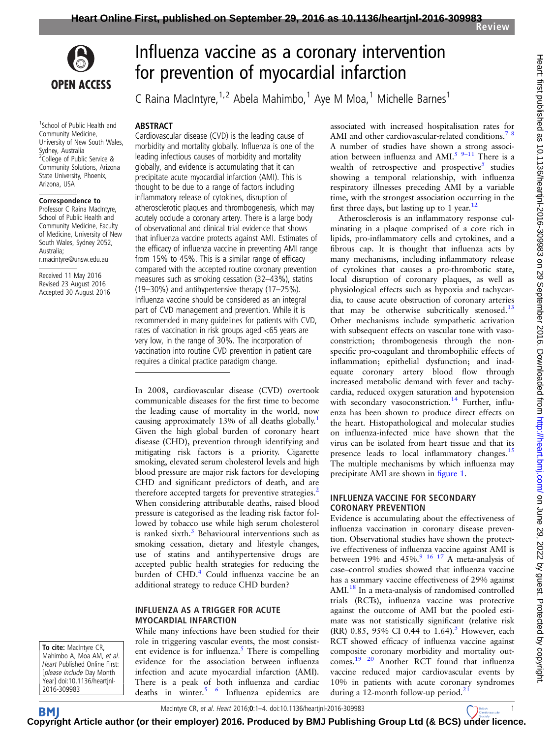# Influenza vaccine as a coronary intervention for prevention of myocardial infarction

C Raina MacIntyre,[1,2] Abela Mahimbo,[1] Aye M Moa,[1] Michelle Barnes[1]

[1]School of Public Health and Community Medicine, University of New South Wales, Sydney, Australia
[2]College of Public Service & Community Solutions, Arizona State University, Phoenix, Arizona, USA

**Correspondence to**
Professor C Raina MacIntyre, School of Public Health and Community Medicine, Faculty of Medicine, University of New South Wales, Sydney 2052, Australia; r.macintyre@unsw.edu.au

Received 11 May 2016
Revised 23 August 2016
Accepted 30 August 2016

## ABSTRACT

Cardiovascular disease (CVD) is the leading cause of morbidity and mortality globally. Influenza is one of the leading infectious causes of morbidity and mortality globally, and evidence is accumulating that it can precipitate acute myocardial infarction (AMI). This is thought to be due to a range of factors including inflammatory release of cytokines, disruption of atherosclerotic plaques and thrombogenesis, which may acutely occlude a coronary artery. There is a large body of observational and clinical trial evidence that shows that influenza vaccine protects against AMI. Estimates of the efficacy of influenza vaccine in preventing AMI range from 15% to 45%. This is a similar range of efficacy compared with the accepted routine coronary prevention measures such as smoking cessation (32–43%), statins (19–30%) and antihypertensive therapy (17–25%). Influenza vaccine should be considered as an integral part of CVD management and prevention. While it is recommended in many guidelines for patients with CVD, rates of vaccination in risk groups aged <65 years are very low, in the range of 30%. The incorporation of vaccination into routine CVD prevention in patient care requires a clinical practice paradigm change.

In 2008, cardiovascular disease (CVD) overtook communicable diseases for the first time to become the leading cause of mortality in the world, now causing approximately 13% of all deaths globally.[1] Given the high global burden of coronary heart disease (CHD), prevention through identifying and mitigating risk factors is a priority. Cigarette smoking, elevated serum cholesterol levels and high blood pressure are major risk factors for developing CHD and significant predictors of death, and are therefore accepted targets for preventive strategies.[2] When considering attributable deaths, raised blood pressure is categorised as the leading risk factor followed by tobacco use while high serum cholesterol is ranked sixth.[3] Behavioural interventions such as smoking cessation, dietary and lifestyle changes, use of statins and antihypertensive drugs are accepted public health strategies for reducing the burden of CHD.[4] Could influenza vaccine be an additional strategy to reduce CHD burden?

## INFLUENZA AS A TRIGGER FOR ACUTE MYOCARDIAL INFARCTION

While many infections have been studied for their role in triggering vascular events, the most consistent evidence is for influenza.[5] There is compelling evidence for the association between influenza infection and acute myocardial infarction (AMI). There is a peak of both influenza and cardiac deaths in winter.[5,6] Influenza epidemics are associated with increased hospitalisation rates for AMI and other cardiovascular-related conditions.[7,8] A number of studies have shown a strong association between influenza and AMI.[5,9–11] There is a wealth of retrospective and prospective[5] studies showing a temporal relationship, with influenza respiratory illnesses preceding AMI by a variable time, with the strongest association occurring in the first three days, but lasting up to 1 year.[12]

Atherosclerosis is an inflammatory response culminating in a plaque comprised of a core rich in lipids, pro-inflammatory cells and cytokines, and a fibrous cap. It is thought that influenza acts by many mechanisms, including inflammatory release of cytokines that causes a pro-thrombotic state, local disruption of coronary plaques, as well as physiological effects such as hypoxia and tachycardia, to cause acute obstruction of coronary arteries that may be otherwise subcritically stenosed.[13] Other mechanisms include sympathetic activation with subsequent effects on vascular tone with vasoconstriction; thrombogenesis through the non-specific pro-coagulant and thrombophilic effects of inflammation; epithelial dysfunction; and inadequate coronary artery blood flow through increased metabolic demand with fever and tachycardia, reduced oxygen saturation and hypotension with secondary vasoconstriction.[14] Further, influenza has been shown to produce direct effects on the heart. Histopathological and molecular studies on influenza-infected mice have shown that the virus can be isolated from heart tissue and that its presence leads to local inflammatory changes.[15] The multiple mechanisms by which influenza may precipitate AMI are shown in figure 1.

## INFLUENZA VACCINE FOR SECONDARY CORONARY PREVENTION

Evidence is accumulating about the effectiveness of influenza vaccination in coronary disease prevention. Observational studies have shown the protective effectiveness of influenza vaccine against AMI is between 19% and 45%.[9,16,17] A meta-analysis of case–control studies showed that influenza vaccine has a summary vaccine effectiveness of 29% against AMI.[18] In a meta-analysis of randomised controlled trials (RCTs), influenza vaccine was protective against the outcome of AMI but the pooled estimate was not statistically significant (relative risk (RR) 0.85, 95% CI 0.44 to 1.64).[5] However, each RCT showed efficacy of influenza vaccine against composite coronary morbidity and mortality outcomes.[19,20] Another RCT found that influenza vaccine reduced major cardiovascular events by 10% in patients with acute coronary syndromes during a 12-month follow-up period.[21]

**To cite:** MacIntyre CR, Mahimbo A, Moa AM, *et al*. *Heart* Published Online First: [*please include* Day Month Year] doi:10.1136/heartjnl-2016-309983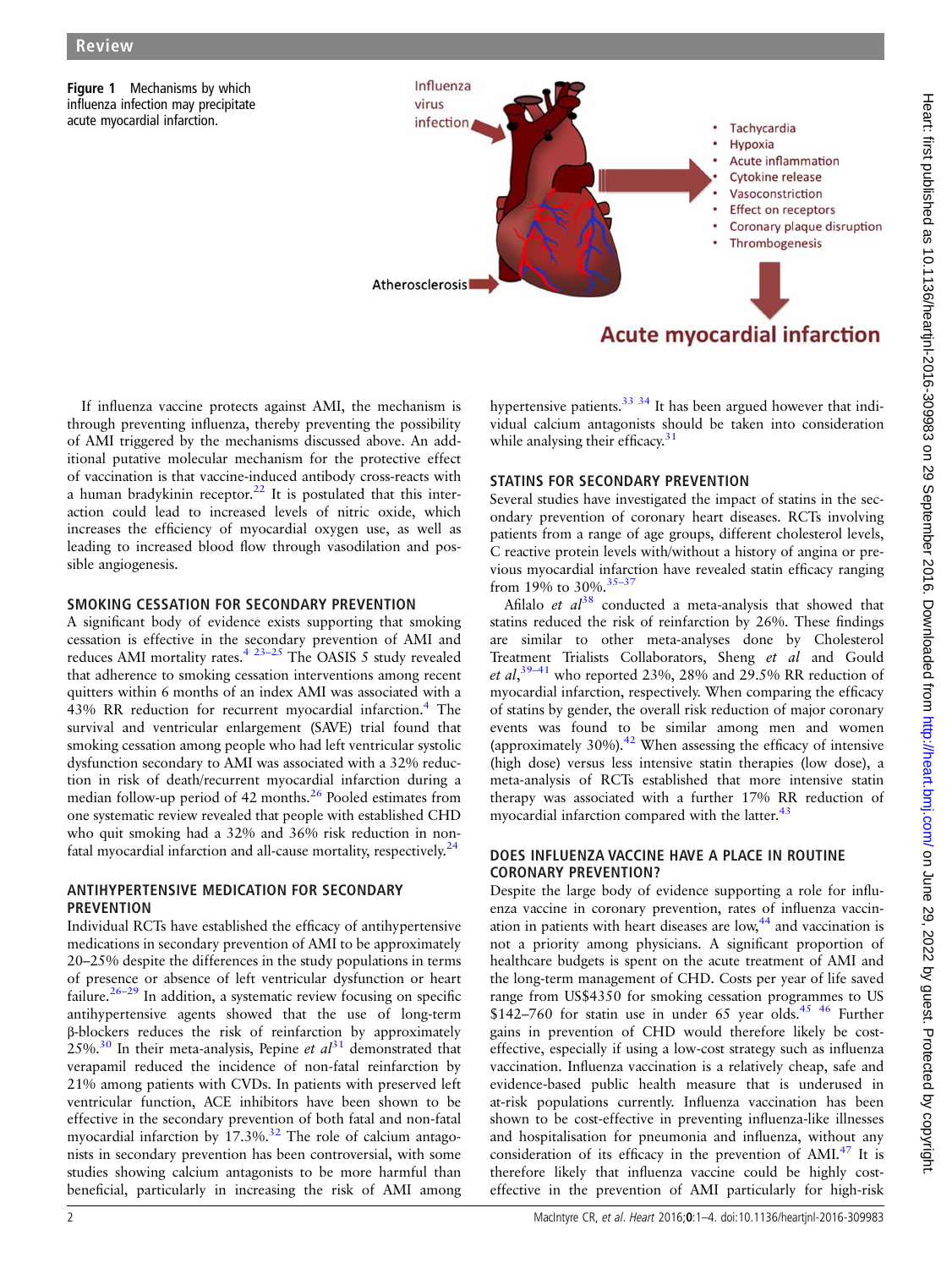**Figure 1** Mechanisms by which influenza infection may precipitate acute myocardial infarction.

If influenza vaccine protects against AMI, the mechanism is through preventing influenza, thereby preventing the possibility of AMI triggered by the mechanisms discussed above. An additional putative molecular mechanism for the protective effect of vaccination is that vaccine-induced antibody cross-reacts with a human bradykinin receptor.[22] It is postulated that this interaction could lead to increased levels of nitric oxide, which increases the efficiency of myocardial oxygen use, as well as leading to increased blood flow through vasodilation and possible angiogenesis.

## SMOKING CESSATION FOR SECONDARY PREVENTION

A significant body of evidence exists supporting that smoking cessation is effective in the secondary prevention of AMI and reduces AMI mortality rates.[4 23–25] The OASIS 5 study revealed that adherence to smoking cessation interventions among recent quitters within 6 months of an index AMI was associated with a 43% RR reduction for recurrent myocardial infarction.[4] The survival and ventricular enlargement (SAVE) trial found that smoking cessation among people who had left ventricular systolic dysfunction secondary to AMI was associated with a 32% reduction in risk of death/recurrent myocardial infarction during a median follow-up period of 42 months.[26] Pooled estimates from one systematic review revealed that people with established CHD who quit smoking had a 32% and 36% risk reduction in non-fatal myocardial infarction and all-cause mortality, respectively.[24]

## ANTIHYPERTENSIVE MEDICATION FOR SECONDARY PREVENTION

Individual RCTs have established the efficacy of antihypertensive medications in secondary prevention of AMI to be approximately 20–25% despite the differences in the study populations in terms of presence or absence of left ventricular dysfunction or heart failure.[26–29] In addition, a systematic review focusing on specific antihypertensive agents showed that the use of long-term β-blockers reduces the risk of reinfarction by approximately 25%.[30] In their meta-analysis, Pepine *et al*[31] demonstrated that verapamil reduced the incidence of non-fatal reinfarction by 21% among patients with CVDs. In patients with preserved left ventricular function, ACE inhibitors have been shown to be effective in the secondary prevention of both fatal and non-fatal myocardial infarction by 17.3%.[32] The role of calcium antagonists in secondary prevention has been controversial, with some studies showing calcium antagonists to be more harmful than beneficial, particularly in increasing the risk of AMI among hypertensive patients.[33 34] It has been argued however that individual calcium antagonists should be taken into consideration while analysing their efficacy.[31]

## STATINS FOR SECONDARY PREVENTION

Several studies have investigated the impact of statins in the secondary prevention of coronary heart diseases. RCTs involving patients from a range of age groups, different cholesterol levels, C reactive protein levels with/without a history of angina or previous myocardial infarction have revealed statin efficacy ranging from 19% to 30%.[35–37]

Afilalo *et al*[38] conducted a meta-analysis that showed that statins reduced the risk of reinfarction by 26%. These findings are similar to other meta-analyses done by Cholesterol Treatment Trialists Collaborators, Sheng *et al* and Gould *et al*,[39–41] who reported 23%, 28% and 29.5% RR reduction of myocardial infarction, respectively. When comparing the efficacy of statins by gender, the overall risk reduction of major coronary events was found to be similar among men and women (approximately 30%).[42] When assessing the efficacy of intensive (high dose) versus less intensive statin therapies (low dose), a meta-analysis of RCTs established that more intensive statin therapy was associated with a further 17% RR reduction of myocardial infarction compared with the latter.[43]

## DOES INFLUENZA VACCINE HAVE A PLACE IN ROUTINE CORONARY PREVENTION?

Despite the large body of evidence supporting a role for influenza vaccine in coronary prevention, rates of influenza vaccination in patients with heart diseases are low,[44] and vaccination is not a priority among physicians. A significant proportion of healthcare budgets is spent on the acute treatment of AMI and the long-term management of CHD. Costs per year of life saved range from US$4350 for smoking cessation programmes to US $142–760 for statin use in under 65 year olds.[45 46] Further gains in prevention of CHD would therefore likely be cost-effective, especially if using a low-cost strategy such as influenza vaccination. Influenza vaccination is a relatively cheap, safe and evidence-based public health measure that is underused in at-risk populations currently. Influenza vaccination has been shown to be cost-effective in preventing influenza-like illnesses and hospitalisation for pneumonia and influenza, without any consideration of its efficacy in the prevention of AMI.[47] It is therefore likely that influenza vaccine could be highly cost-effective in the prevention of AMI particularly for high-risk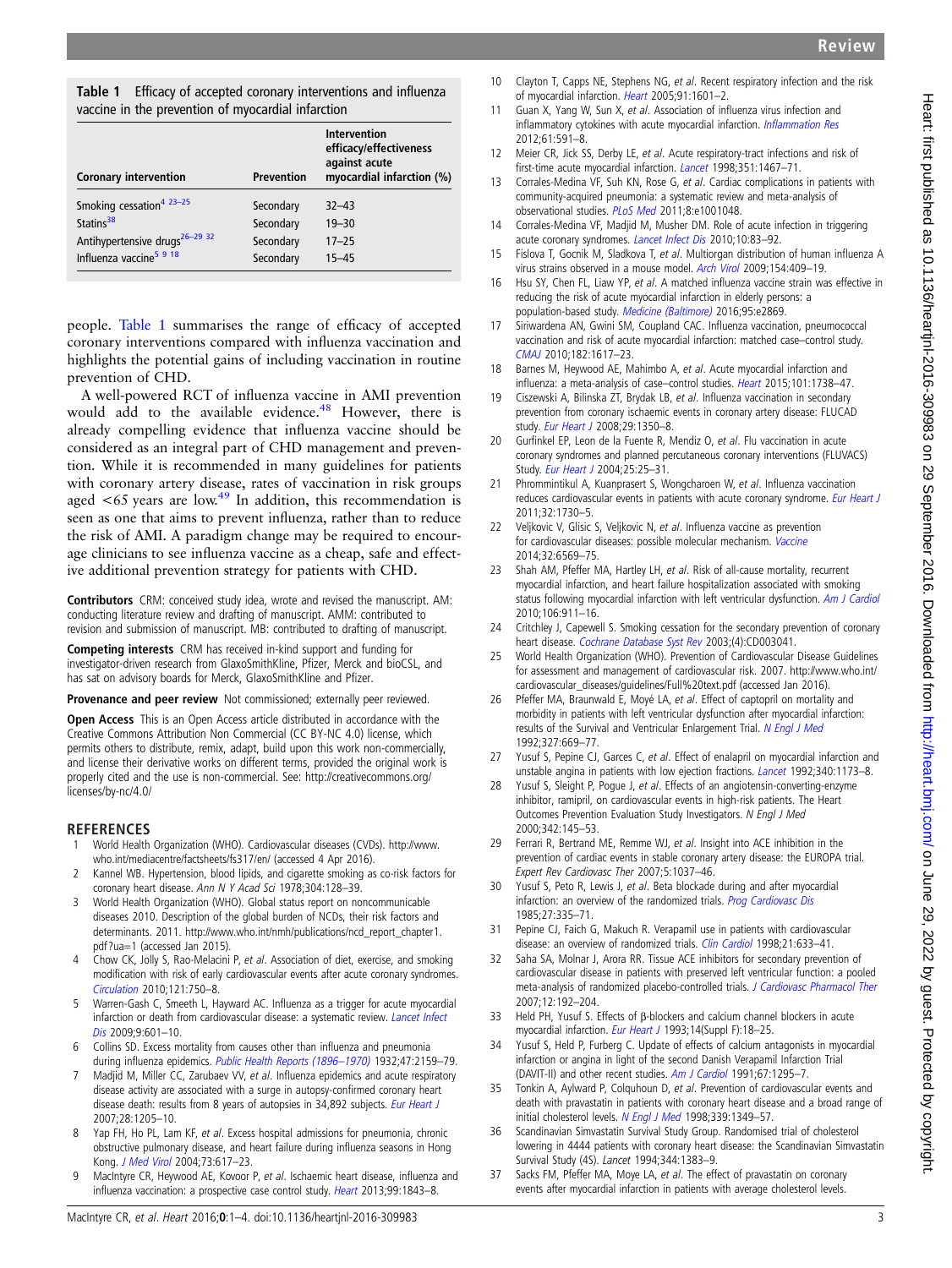**Table 1** Efficacy of accepted coronary interventions and influenza vaccine in the prevention of myocardial infarction

| Coronary intervention | Prevention | Intervention efficacy/effectiveness against acute myocardial infarction (%) |
|---|---|---|
| Smoking cessation[4 23–25] | Secondary | 32–43 |
| Statins[38] | Secondary | 19–30 |
| Antihypertensive drugs[26–29 32] | Secondary | 17–25 |
| Influenza vaccine[5 9 18] | Secondary | 15–45 |

people. Table 1 summarises the range of efficacy of accepted coronary interventions compared with influenza vaccination and highlights the potential gains of including vaccination in routine prevention of CHD.

A well-powered RCT of influenza vaccine in AMI prevention would add to the available evidence.[48] However, there is already compelling evidence that influenza vaccine should be considered as an integral part of CHD management and prevention. While it is recommended in many guidelines for patients with coronary artery disease, rates of vaccination in risk groups aged <65 years are low.[49] In addition, this recommendation is seen as one that aims to prevent influenza, rather than to reduce the risk of AMI. A paradigm change may be required to encourage clinicians to see influenza vaccine as a cheap, safe and effective additional prevention strategy for patients with CHD.

**Contributors** CRM: conceived study idea, wrote and revised the manuscript. AM: conducting literature review and drafting of manuscript. AMM: contributed to revision and submission of manuscript. MB: contributed to drafting of manuscript.

**Competing interests** CRM has received in-kind support and funding for investigator-driven research from GlaxoSmithKline, Pfizer, Merck and bioCSL, and has sat on advisory boards for Merck, GlaxoSmithKline and Pfizer.

**Provenance and peer review** Not commissioned; externally peer reviewed.

**Open Access** This is an Open Access article distributed in accordance with the Creative Commons Attribution Non Commercial (CC BY-NC 4.0) license, which permits others to distribute, remix, adapt, build upon this work non-commercially, and license their derivative works on different terms, provided the original work is properly cited and the use is non-commercial. See: http://creativecommons.org/licenses/by-nc/4.0/

## REFERENCES

1. World Health Organization (WHO). Cardiovascular diseases (CVDs). http://www.who.int/mediacentre/factsheets/fs317/en/ (accessed 4 Apr 2016).
2. Kannel WB. Hypertension, blood lipids, and cigarette smoking as co-risk factors for coronary heart disease. *Ann N Y Acad Sci* 1978;304:128–39.
3. World Health Organization (WHO). Global status report on noncommunicable diseases 2010. Description of the global burden of NCDs, their risk factors and determinants. 2011. http://www.who.int/nmh/publications/ncd_report_chapter1.pdf?ua=1 (accessed Jan 2015).
4. Chow CK, Jolly S, Rao-Melacini P, *et al*. Association of diet, exercise, and smoking modification with risk of early cardiovascular events after acute coronary syndromes. *Circulation* 2010;121:750–8.
5. Warren-Gash C, Smeeth L, Hayward AC. Influenza as a trigger for acute myocardial infarction or death from cardiovascular disease: a systematic review. *Lancet Infect Dis* 2009;9:601–10.
6. Collins SD. Excess mortality from causes other than influenza and pneumonia during influenza epidemics. *Public Health Reports (1896–1970)* 1932;47:2159–79.
7. Madjid M, Miller CC, Zarubaev VV, *et al*. Influenza epidemics and acute respiratory disease activity are associated with a surge in autopsy-confirmed coronary heart disease death: results from 8 years of autopsies in 34,892 subjects. *Eur Heart J* 2007;28:1205–10.
8. Yap FH, Ho PL, Lam KF, *et al*. Excess hospital admissions for pneumonia, chronic obstructive pulmonary disease, and heart failure during influenza seasons in Hong Kong. *J Med Virol* 2004;73:617–23.
9. MacIntyre CR, Heywood AE, Kovoor P, *et al*. Ischaemic heart disease, influenza and influenza vaccination: a prospective case control study. *Heart* 2013;99:1843–8.
10. Clayton T, Capps NE, Stephens NG, *et al*. Recent respiratory infection and the risk of myocardial infarction. *Heart* 2005;91:1601–2.
11. Guan X, Yang W, Sun X, *et al*. Association of influenza virus infection and inflammatory cytokines with acute myocardial infarction. *Inflammation Res* 2012;61:591–8.
12. Meier CR, Jick SS, Derby LE, *et al*. Acute respiratory-tract infections and risk of first-time acute myocardial infarction. *Lancet* 1998;351:1467–71.
13. Corrales-Medina VF, Suh KN, Rose G, *et al*. Cardiac complications in patients with community-acquired pneumonia: a systematic review and meta-analysis of observational studies. *PLoS Med* 2011;8:e1001048.
14. Corrales-Medina VF, Madjid M, Musher DM. Role of acute infection in triggering acute coronary syndromes. *Lancet Infect Dis* 2010;10:83–92.
15. Fislova T, Gocnik M, Sladkova T, *et al*. Multiorgan distribution of human influenza A virus strains observed in a mouse model. *Arch Virol* 2009;154:409–19.
16. Hsu SY, Chen FL, Liaw YP, *et al*. A matched influenza vaccine strain was effective in reducing the risk of acute myocardial infarction in elderly persons: a population-based study. *Medicine (Baltimore)* 2016;95:e2869.
17. Siriwardena AN, Gwini SM, Coupland CAC. Influenza vaccination, pneumococcal vaccination and risk of acute myocardial infarction: matched case–control study. *CMAJ* 2010;182:1617–23.
18. Barnes M, Heywood AE, Mahimbo A, *et al*. Acute myocardial infarction and influenza: a meta-analysis of case–control studies. *Heart* 2015;101:1738–47.
19. Ciszewski A, Bilinska ZT, Brydak LB, *et al*. Influenza vaccination in secondary prevention from coronary ischaemic events in coronary artery disease: FLUCAD study. *Eur Heart J* 2008;29:1350–8.
20. Gurfinkel EP, Leon de la Fuente R, Mendiz O, *et al*. Flu vaccination in acute coronary syndromes and planned percutaneous coronary interventions (FLUVACS) Study. *Eur Heart J* 2004;25:25–31.
21. Phrommintikul A, Kuanprasert S, Wongcharoen W, *et al*. Influenza vaccination reduces cardiovascular events in patients with acute coronary syndrome. *Eur Heart J* 2011;32:1730–5.
22. Veljkovic V, Glisic S, Veljkovic N, *et al*. Influenza vaccine as prevention for cardiovascular diseases: possible molecular mechanism. *Vaccine* 2014;32:6569–75.
23. Shah AM, Pfeffer MA, Hartley LH, *et al*. Risk of all-cause mortality, recurrent myocardial infarction, and heart failure hospitalization associated with smoking status following myocardial infarction with left ventricular dysfunction. *Am J Cardiol* 2010;106:911–16.
24. Critchley J, Capewell S. Smoking cessation for the secondary prevention of coronary heart disease. *Cochrane Database Syst Rev* 2003;(4):CD003041.
25. World Health Organization (WHO). Prevention of Cardiovascular Disease Guidelines for assessment and management of cardiovascular risk. 2007. http://www.who.int/cardiovascular_diseases/guidelines/Full%20text.pdf (accessed Jan 2016).
26. Pfeffer MA, Braunwald E, Moyé LA, *et al*. Effect of captopril on mortality and morbidity in patients with left ventricular dysfunction after myocardial infarction: results of the Survival and Ventricular Enlargement Trial. *N Engl J Med* 1992;327:669–77.
27. Yusuf S, Pepine CJ, Garces C, *et al*. Effect of enalapril on myocardial infarction and unstable angina in patients with low ejection fractions. *Lancet* 1992;340:1173–8.
28. Yusuf S, Sleight P, Pogue J, *et al*. Effects of an angiotensin-converting-enzyme inhibitor, ramipril, on cardiovascular events in high-risk patients. The Heart Outcomes Prevention Evaluation Study Investigators. *N Engl J Med* 2000;342:145–53.
29. Ferrari R, Bertrand ME, Remme WJ, *et al*. Insight into ACE inhibition in the prevention of cardiac events in stable coronary artery disease: the EUROPA trial. *Expert Rev Cardiovasc Ther* 2007;5:1037–46.
30. Yusuf S, Peto R, Lewis J, *et al*. Beta blockade during and after myocardial infarction: an overview of the randomized trials. *Prog Cardiovasc Dis* 1985;27:335–71.
31. Pepine CJ, Faich G, Makuch R. Verapamil use in patients with cardiovascular disease: an overview of randomized trials. *Clin Cardiol* 1998;21:633–41.
32. Saha SA, Molnar J, Arora RR. Tissue ACE inhibitors for secondary prevention of cardiovascular disease in patients with preserved left ventricular function: a pooled meta-analysis of randomized placebo-controlled trials. *J Cardiovasc Pharmacol Ther* 2007;12:192–204.
33. Held PH, Yusuf S. Effects of β-blockers and calcium channel blockers in acute myocardial infarction. *Eur Heart J* 1993;14(Suppl F):18–25.
34. Yusuf S, Held P, Furberg C. Update of effects of calcium antagonists in myocardial infarction or angina in light of the second Danish Verapamil Infarction Trial (DAVIT-II) and other recent studies. *Am J Cardiol* 1991;67:1295–7.
35. Tonkin A, Aylward P, Colquhoun D, *et al*. Prevention of cardiovascular events and death with pravastatin in patients with coronary heart disease and a broad range of initial cholesterol levels. *N Engl J Med* 1998;339:1349–57.
36. Scandinavian Simvastatin Survival Study Group. Randomised trial of cholesterol lowering in 4444 patients with coronary heart disease: the Scandinavian Simvastatin Survival Study (4S). *Lancet* 1994;344:1383–9.
37. Sacks FM, Pfeffer MA, Moye LA, *et al*. The effect of pravastatin on coronary events after myocardial infarction in patients with average cholesterol levels.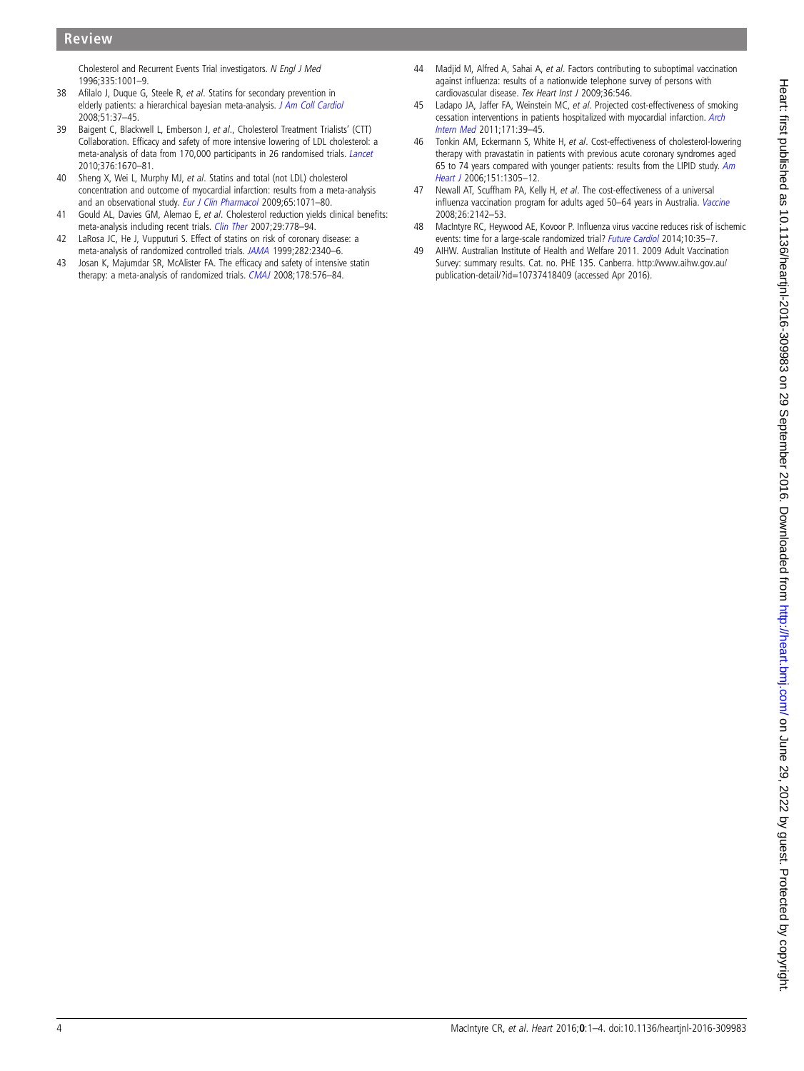Cholesterol and Recurrent Events Trial investigators. *N Engl J Med* 1996;335:1001–9.

38 Afilalo J, Duque G, Steele R, *et al*. Statins for secondary prevention in elderly patients: a hierarchical bayesian meta-analysis. *J Am Coll Cardiol* 2008;51:37–45.

39 Baigent C, Blackwell L, Emberson J, *et al*., Cholesterol Treatment Trialists' (CTT) Collaboration. Efficacy and safety of more intensive lowering of LDL cholesterol: a meta-analysis of data from 170,000 participants in 26 randomised trials. *Lancet* 2010;376:1670–81.

40 Sheng X, Wei L, Murphy MJ, *et al*. Statins and total (not LDL) cholesterol concentration and outcome of myocardial infarction: results from a meta-analysis and an observational study. *Eur J Clin Pharmacol* 2009;65:1071–80.

41 Gould AL, Davies GM, Alemao E, *et al*. Cholesterol reduction yields clinical benefits: meta-analysis including recent trials. *Clin Ther* 2007;29:778–94.

42 LaRosa JC, He J, Vupputuri S. Effect of statins on risk of coronary disease: a meta-analysis of randomized controlled trials. *JAMA* 1999;282:2340–6.

43 Josan K, Majumdar SR, McAlister FA. The efficacy and safety of intensive statin therapy: a meta-analysis of randomized trials. *CMAJ* 2008;178:576–84.

44 Madjid M, Alfred A, Sahai A, *et al*. Factors contributing to suboptimal vaccination against influenza: results of a nationwide telephone survey of persons with cardiovascular disease. *Tex Heart Inst J* 2009;36:546.

45 Ladapo JA, Jaffer FA, Weinstein MC, *et al*. Projected cost-effectiveness of smoking cessation interventions in patients hospitalized with myocardial infarction. *Arch Intern Med* 2011;171:39–45.

46 Tonkin AM, Eckermann S, White H, *et al*. Cost-effectiveness of cholesterol-lowering therapy with pravastatin in patients with previous acute coronary syndromes aged 65 to 74 years compared with younger patients: results from the LIPID study. *Am Heart J* 2006;151:1305–12.

47 Newall AT, Scuffham PA, Kelly H, *et al*. The cost-effectiveness of a universal influenza vaccination program for adults aged 50–64 years in Australia. *Vaccine* 2008;26:2142–53.

48 MacIntyre RC, Heywood AE, Kovoor P. Influenza virus vaccine reduces risk of ischemic events: time for a large-scale randomized trial? *Future Cardiol* 2014;10:35–7.

49 AIHW. Australian Institute of Health and Welfare 2011. 2009 Adult Vaccination Survey: summary results. Cat. no. PHE 135. Canberra. http://www.aihw.gov.au/publication-detail/?id=10737418409 (accessed Apr 2016).